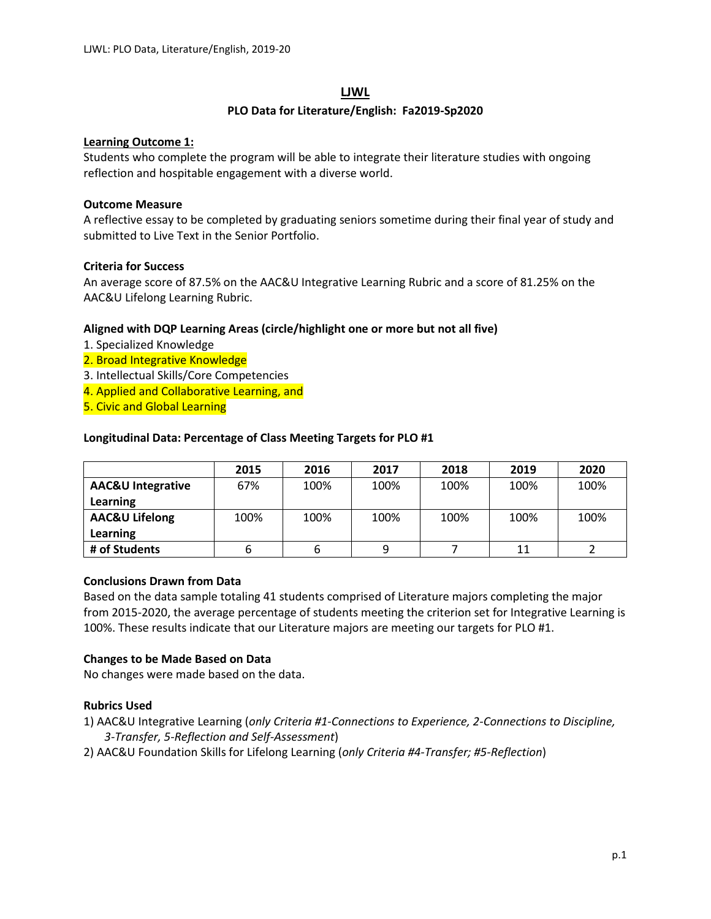# LJWL

## PLO Data for Literature/English: Fa2019-Sp2020

**Learning Outcome 1:**

Students who complete the program will be able to integrate their literature studies with ongoing reflection and hospitable engagement with a diverse world.

**Outcome Measure**

A reflective essay to be completed by graduating seniors sometime during their final year of study and submitted to Live Text in the Senior Portfolio.

**Criteria for Success**

An average score of 87.5% on the AAC&U Integrative Learning Rubric and a score of 81.25% on the AAC&U Lifelong Learning Rubric.

**Aligned with DQP Learning Areas (circle/highlight one or more but not all five)**

1. Specialized Knowledge
2. Broad Integrative Knowledge
3. Intellectual Skills/Core Competencies
4. Applied and Collaborative Learning, and
5. Civic and Global Learning

**Longitudinal Data: Percentage of Class Meeting Targets for PLO #1**

| | 2015 | 2016 | 2017 | 2018 | 2019 | 2020 |
|---|---|---|---|---|---|---|
| **AAC&U Integrative Learning** | 67% | 100% | 100% | 100% | 100% | 100% |
| **AAC&U Lifelong Learning** | 100% | 100% | 100% | 100% | 100% | 100% |
| **# of Students** | 6 | 6 | 9 | 7 | 11 | 2 |

**Conclusions Drawn from Data**

Based on the data sample totaling 41 students comprised of Literature majors completing the major from 2015-2020, the average percentage of students meeting the criterion set for Integrative Learning is 100%. These results indicate that our Literature majors are meeting our targets for PLO #1.

**Changes to be Made Based on Data**

No changes were made based on the data.

**Rubrics Used**

1) AAC&U Integrative Learning (*only Criteria #1-Connections to Experience, 2-Connections to Discipline, 3-Transfer, 5-Reflection and Self-Assessment*)
2) AAC&U Foundation Skills for Lifelong Learning (*only Criteria #4-Transfer; #5-Reflection*)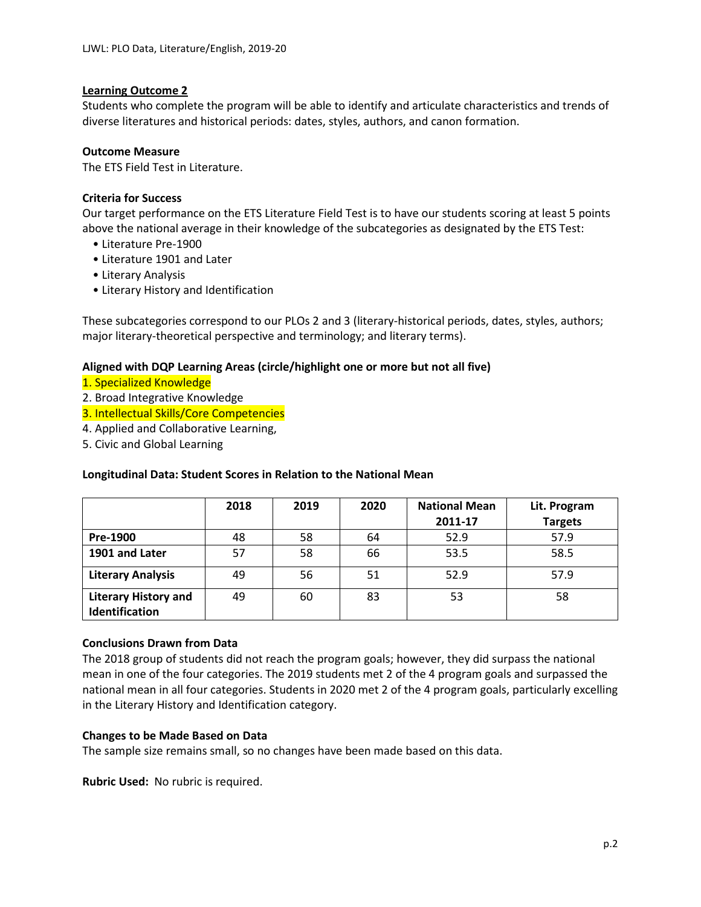**Learning Outcome 2**

Students who complete the program will be able to identify and articulate characteristics and trends of diverse literatures and historical periods: dates, styles, authors, and canon formation.

**Outcome Measure**

The ETS Field Test in Literature.

**Criteria for Success**

Our target performance on the ETS Literature Field Test is to have our students scoring at least 5 points above the national average in their knowledge of the subcategories as designated by the ETS Test:

- Literature Pre-1900
- Literature 1901 and Later
- Literary Analysis
- Literary History and Identification

These subcategories correspond to our PLOs 2 and 3 (literary-historical periods, dates, styles, authors; major literary-theoretical perspective and terminology; and literary terms).

**Aligned with DQP Learning Areas (circle/highlight one or more but not all five)**

1. Specialized Knowledge
2. Broad Integrative Knowledge
3. Intellectual Skills/Core Competencies
4. Applied and Collaborative Learning,
5. Civic and Global Learning

**Longitudinal Data: Student Scores in Relation to the National Mean**

| | 2018 | 2019 | 2020 | National Mean 2011-17 | Lit. Program Targets |
|---|---|---|---|---|---|
| **Pre-1900** | 48 | 58 | 64 | 52.9 | 57.9 |
| **1901 and Later** | 57 | 58 | 66 | 53.5 | 58.5 |
| **Literary Analysis** | 49 | 56 | 51 | 52.9 | 57.9 |
| **Literary History and Identification** | 49 | 60 | 83 | 53 | 58 |

**Conclusions Drawn from Data**

The 2018 group of students did not reach the program goals; however, they did surpass the national mean in one of the four categories. The 2019 students met 2 of the 4 program goals and surpassed the national mean in all four categories. Students in 2020 met 2 of the 4 program goals, particularly excelling in the Literary History and Identification category.

**Changes to be Made Based on Data**

The sample size remains small, so no changes have been made based on this data.

**Rubric Used:** No rubric is required.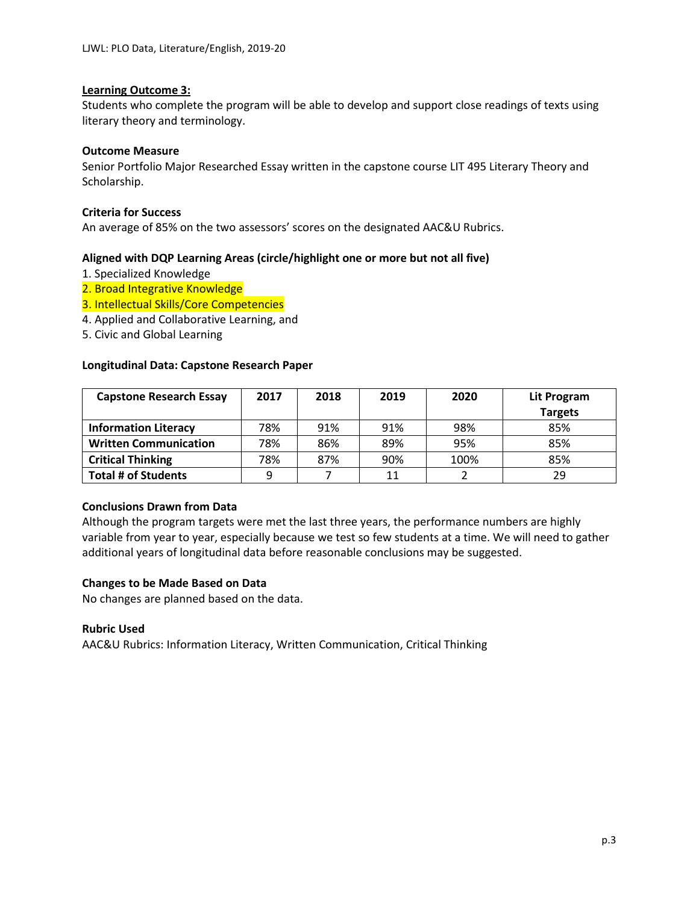**Learning Outcome 3:**

Students who complete the program will be able to develop and support close readings of texts using literary theory and terminology.

**Outcome Measure**

Senior Portfolio Major Researched Essay written in the capstone course LIT 495 Literary Theory and Scholarship.

**Criteria for Success**

An average of 85% on the two assessors' scores on the designated AAC&U Rubrics.

**Aligned with DQP Learning Areas (circle/highlight one or more but not all five)**

1. Specialized Knowledge
2. Broad Integrative Knowledge
3. Intellectual Skills/Core Competencies
4. Applied and Collaborative Learning, and
5. Civic and Global Learning

**Longitudinal Data: Capstone Research Paper**

| Capstone Research Essay | 2017 | 2018 | 2019 | 2020 | Lit Program Targets |
|---|---|---|---|---|---|
| **Information Literacy** | 78% | 91% | 91% | 98% | 85% |
| **Written Communication** | 78% | 86% | 89% | 95% | 85% |
| **Critical Thinking** | 78% | 87% | 90% | 100% | 85% |
| **Total # of Students** | 9 | 7 | 11 | 2 | 29 |

**Conclusions Drawn from Data**

Although the program targets were met the last three years, the performance numbers are highly variable from year to year, especially because we test so few students at a time. We will need to gather additional years of longitudinal data before reasonable conclusions may be suggested.

**Changes to be Made Based on Data**

No changes are planned based on the data.

**Rubric Used**

AAC&U Rubrics: Information Literacy, Written Communication, Critical Thinking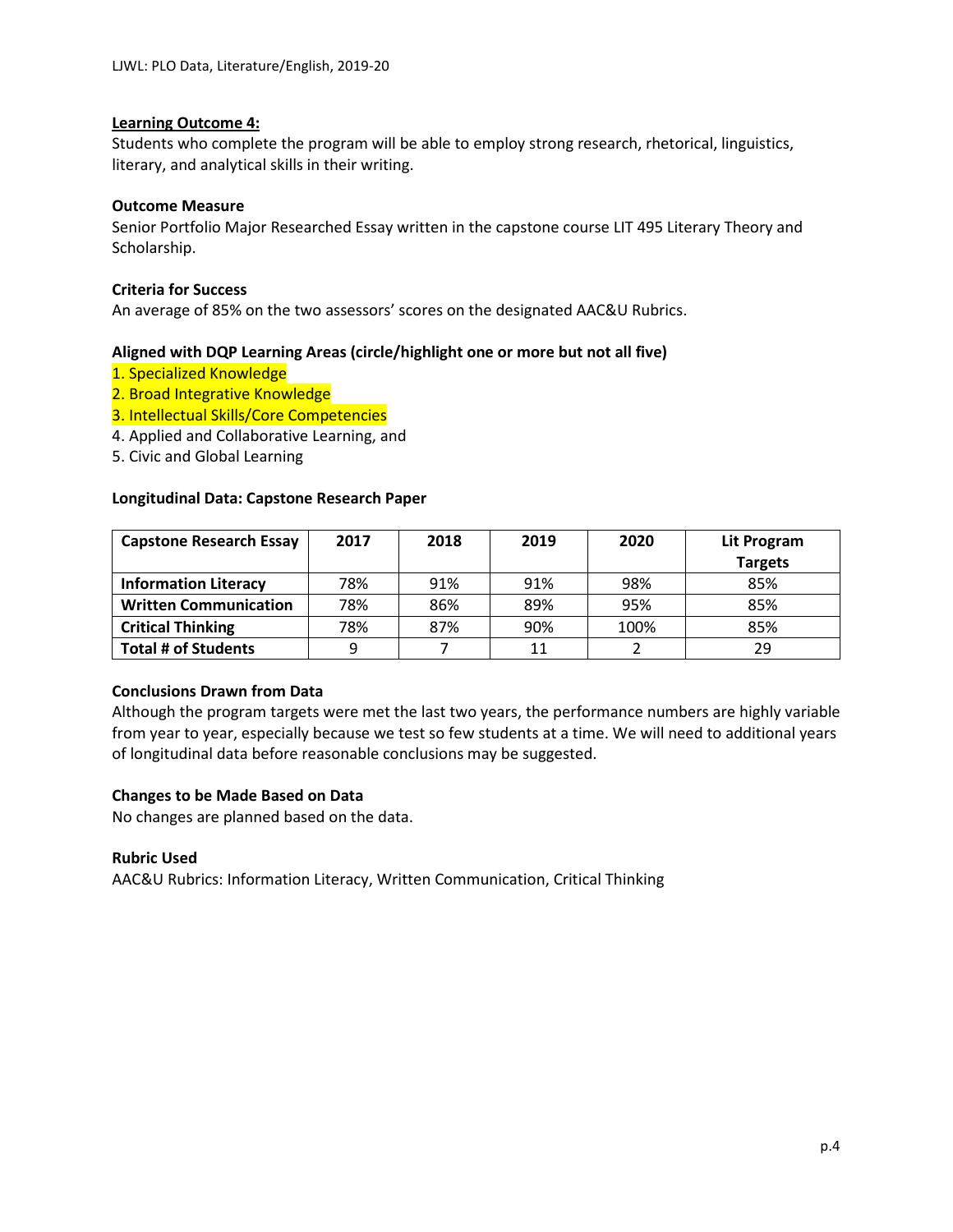**Learning Outcome 4:**

Students who complete the program will be able to employ strong research, rhetorical, linguistics, literary, and analytical skills in their writing.

**Outcome Measure**

Senior Portfolio Major Researched Essay written in the capstone course LIT 495 Literary Theory and Scholarship.

**Criteria for Success**

An average of 85% on the two assessors' scores on the designated AAC&U Rubrics.

**Aligned with DQP Learning Areas (circle/highlight one or more but not all five)**

1. Specialized Knowledge
2. Broad Integrative Knowledge
3. Intellectual Skills/Core Competencies
4. Applied and Collaborative Learning, and
5. Civic and Global Learning

**Longitudinal Data: Capstone Research Paper**

| Capstone Research Essay | 2017 | 2018 | 2019 | 2020 | Lit Program Targets |
|---|---|---|---|---|---|
| **Information Literacy** | 78% | 91% | 91% | 98% | 85% |
| **Written Communication** | 78% | 86% | 89% | 95% | 85% |
| **Critical Thinking** | 78% | 87% | 90% | 100% | 85% |
| **Total # of Students** | 9 | 7 | 11 | 2 | 29 |

**Conclusions Drawn from Data**

Although the program targets were met the last two years, the performance numbers are highly variable from year to year, especially because we test so few students at a time. We will need to additional years of longitudinal data before reasonable conclusions may be suggested.

**Changes to be Made Based on Data**

No changes are planned based on the data.

**Rubric Used**

AAC&U Rubrics: Information Literacy, Written Communication, Critical Thinking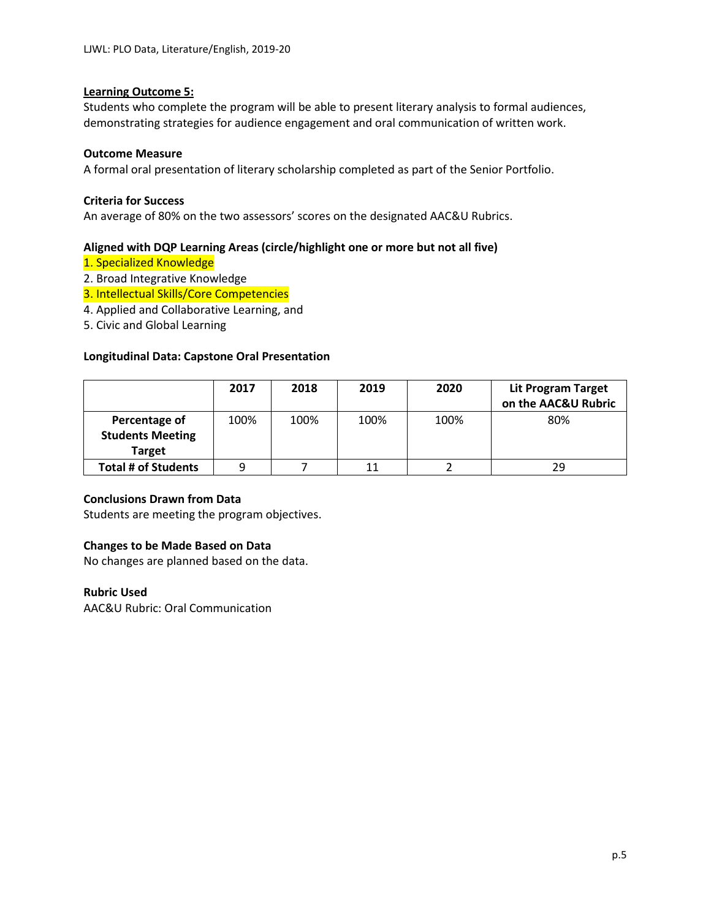**Learning Outcome 5:**

Students who complete the program will be able to present literary analysis to formal audiences, demonstrating strategies for audience engagement and oral communication of written work.

**Outcome Measure**

A formal oral presentation of literary scholarship completed as part of the Senior Portfolio.

**Criteria for Success**

An average of 80% on the two assessors' scores on the designated AAC&U Rubrics.

**Aligned with DQP Learning Areas (circle/highlight one or more but not all five)**

1. Specialized Knowledge
2. Broad Integrative Knowledge
3. Intellectual Skills/Core Competencies
4. Applied and Collaborative Learning, and
5. Civic and Global Learning

**Longitudinal Data: Capstone Oral Presentation**

| | 2017 | 2018 | 2019 | 2020 | Lit Program Target on the AAC&U Rubric |
|---|---|---|---|---|---|
| **Percentage of Students Meeting Target** | 100% | 100% | 100% | 100% | 80% |
| **Total # of Students** | 9 | 7 | 11 | 2 | 29 |

**Conclusions Drawn from Data**

Students are meeting the program objectives.

**Changes to be Made Based on Data**

No changes are planned based on the data.

**Rubric Used**

AAC&U Rubric: Oral Communication